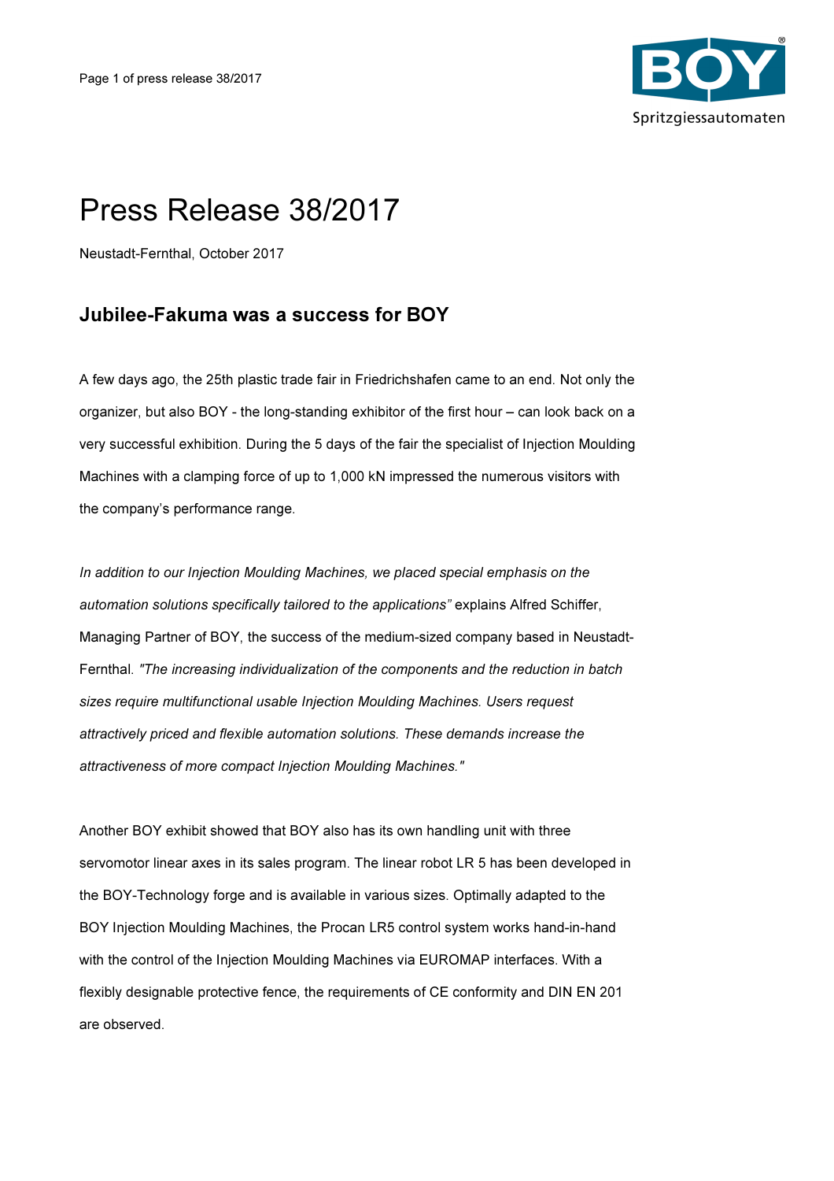# Press Release 38/2017

Neustadt-Fernthal, October 2017

## Jubilee-Fakuma was a success for BOY

A few days ago, the 25th plastic trade fair in Friedrichshafen came to an end. Not only the organizer, but also BOY - the long-standing exhibitor of the first hour – can look back on a very successful exhibition. During the 5 days of the fair the specialist of Injection Moulding Machines with a clamping force of up to 1,000 kN impressed the numerous visitors with the company's performance range.

*In addition to our Injection Moulding Machines, we placed special emphasis on the automation solutions specifically tailored to the applications"* explains Alfred Schiffer, Managing Partner of BOY, the success of the medium-sized company based in Neustadt-Fernthal. *"The increasing individualization of the components and the reduction in batch sizes require multifunctional usable Injection Moulding Machines. Users request attractively priced and flexible automation solutions. These demands increase the attractiveness of more compact Injection Moulding Machines."*

Another BOY exhibit showed that BOY also has its own handling unit with three servomotor linear axes in its sales program. The linear robot LR 5 has been developed in the BOY-Technology forge and is available in various sizes. Optimally adapted to the BOY Injection Moulding Machines, the Procan LR5 control system works hand-in-hand with the control of the Injection Moulding Machines via EUROMAP interfaces. With a flexibly designable protective fence, the requirements of CE conformity and DIN EN 201 are observed.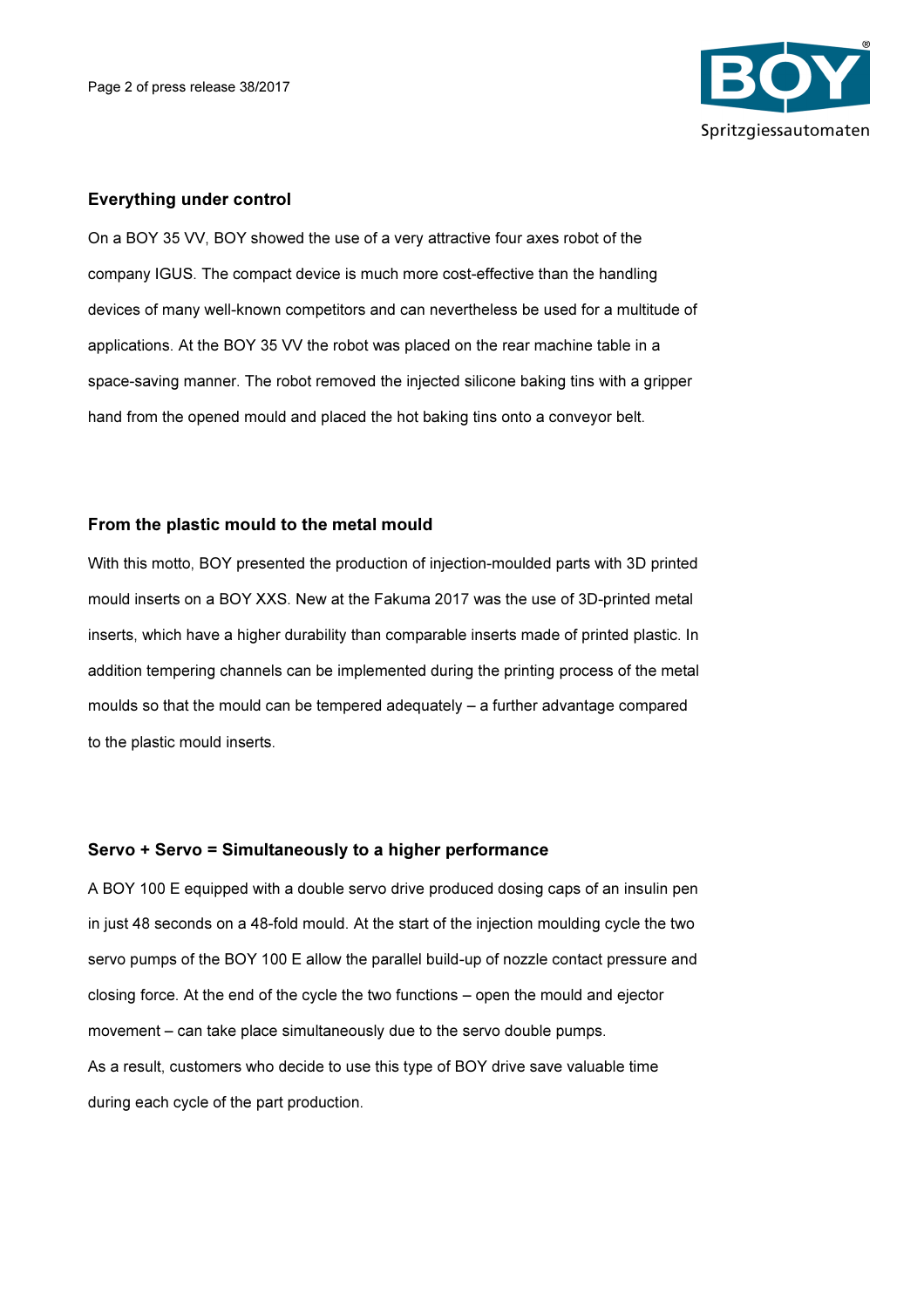### Everything under control

On a BOY 35 VV, BOY showed the use of a very attractive four axes robot of the company IGUS. The compact device is much more cost-effective than the handling devices of many well-known competitors and can nevertheless be used for a multitude of applications. At the BOY 35 VV the robot was placed on the rear machine table in a space-saving manner. The robot removed the injected silicone baking tins with a gripper hand from the opened mould and placed the hot baking tins onto a conveyor belt.

### From the plastic mould to the metal mould

With this motto, BOY presented the production of injection-moulded parts with 3D printed mould inserts on a BOY XXS. New at the Fakuma 2017 was the use of 3D-printed metal inserts, which have a higher durability than comparable inserts made of printed plastic. In addition tempering channels can be implemented during the printing process of the metal moulds so that the mould can be tempered adequately – a further advantage compared to the plastic mould inserts.

### Servo + Servo = Simultaneously to a higher performance

A BOY 100 E equipped with a double servo drive produced dosing caps of an insulin pen in just 48 seconds on a 48-fold mould. At the start of the injection moulding cycle the two servo pumps of the BOY 100 E allow the parallel build-up of nozzle contact pressure and closing force. At the end of the cycle the two functions – open the mould and ejector movement – can take place simultaneously due to the servo double pumps.
As a result, customers who decide to use this type of BOY drive save valuable time during each cycle of the part production.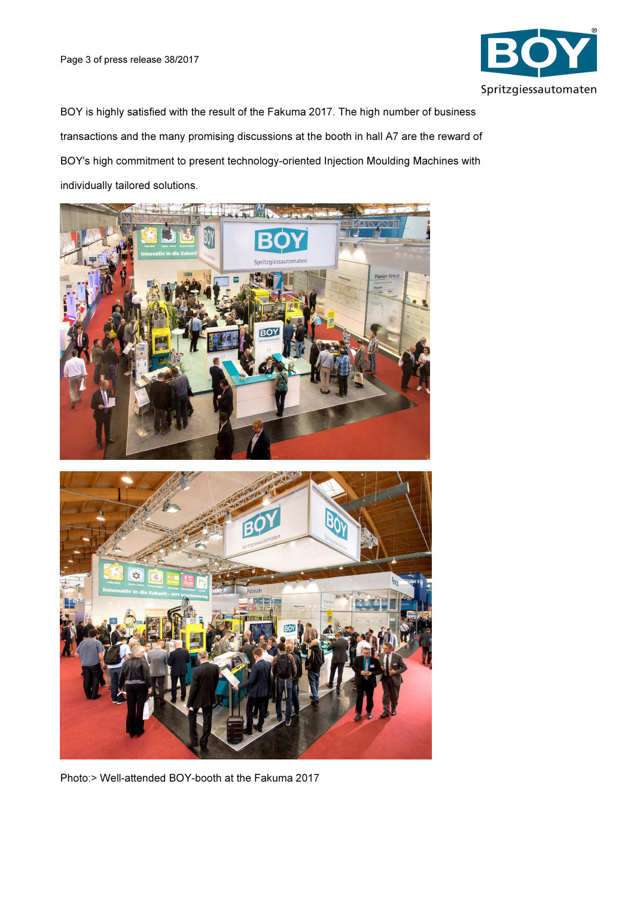BOY is highly satisfied with the result of the Fakuma 2017. The high number of business transactions and the many promising discussions at the booth in hall A7 are the reward of BOY's high commitment to present technology-oriented Injection Moulding Machines with individually tailored solutions.

Photo:> Well-attended BOY-booth at the Fakuma 2017